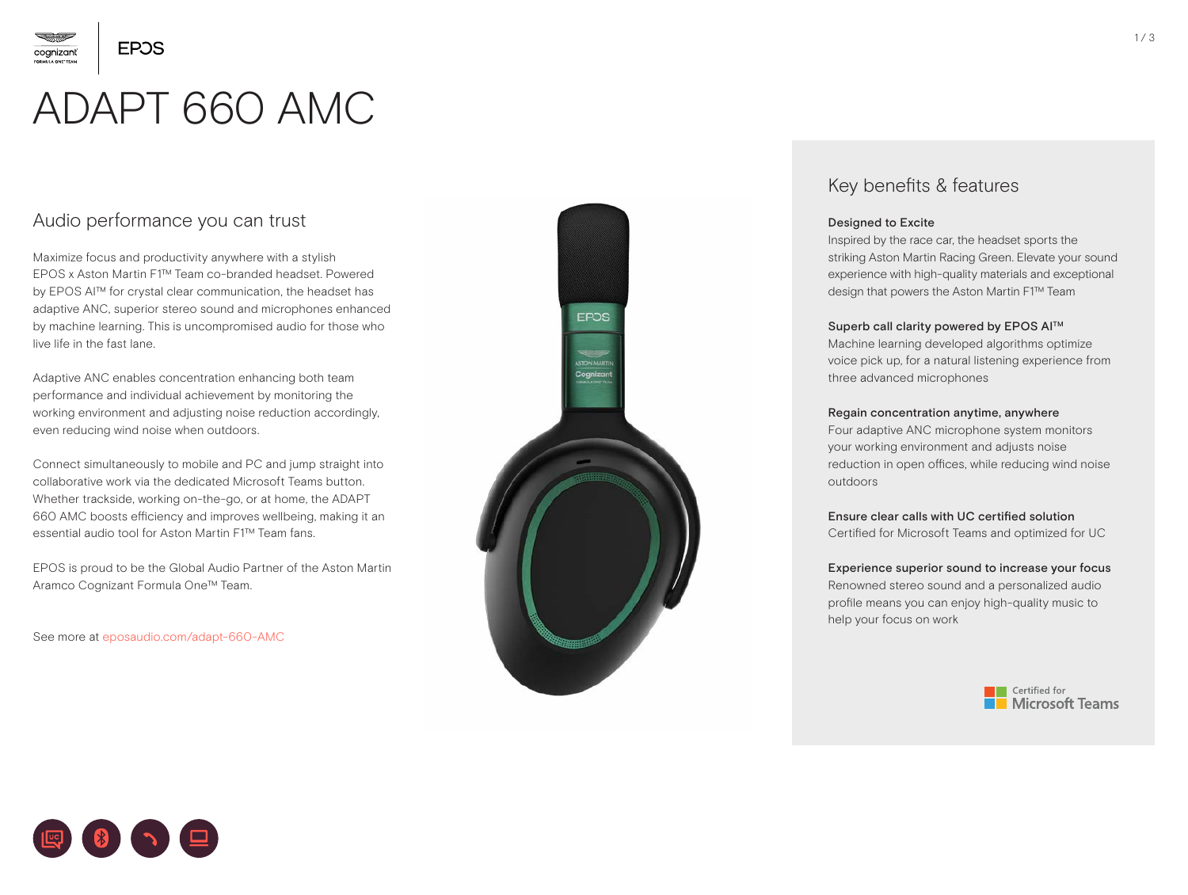# ADAPT 660 AMC

## Audio performance you can trust

Maximize focus and productivity anywhere with a stylish EPOS x Aston Martin F1™ Team co-branded headset. Powered by EPOS AI™ for crystal clear communication, the headset has adaptive ANC, superior stereo sound and microphones enhanced by machine learning. This is uncompromised audio for those who live life in the fast lane.

Adaptive ANC enables concentration enhancing both team performance and individual achievement by monitoring the working environment and adjusting noise reduction accordingly, even reducing wind noise when outdoors.

Connect simultaneously to mobile and PC and jump straight into collaborative work via the dedicated Microsoft Teams button. Whether trackside, working on-the-go, or at home, the ADAPT 660 AMC boosts efficiency and improves wellbeing, making it an essential audio tool for Aston Martin F1™ Team fans.

EPOS is proud to be the Global Audio Partner of the Aston Martin Aramco Cognizant Formula One™ Team.

See more at eposaudio.com/adapt-660-AMC

## Key benefits & features

**Designed to Excite**
Inspired by the race car, the headset sports the striking Aston Martin Racing Green. Elevate your sound experience with high-quality materials and exceptional design that powers the Aston Martin F1™ Team

**Superb call clarity powered by EPOS AI™**
Machine learning developed algorithms optimize voice pick up, for a natural listening experience from three advanced microphones

**Regain concentration anytime, anywhere**
Four adaptive ANC microphone system monitors your working environment and adjusts noise reduction in open offices, while reducing wind noise outdoors

**Ensure clear calls with UC certified solution**
Certified for Microsoft Teams and optimized for UC

**Experience superior sound to increase your focus**
Renowned stereo sound and a personalized audio profile means you can enjoy high-quality music to help your focus on work

Certified for Microsoft Teams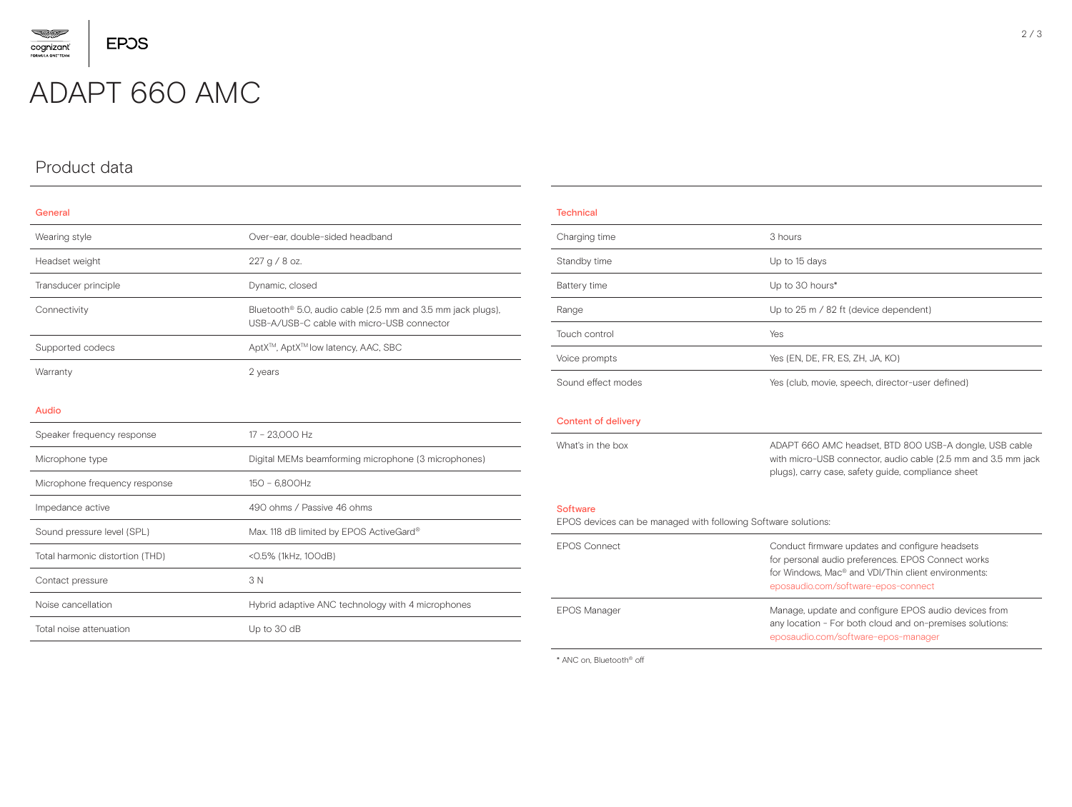# ADAPT 660 AMC

## Product data

### General

| | |
|---|---|
| Wearing style | Over-ear, double-sided headband |
| Headset weight | 227 g / 8 oz. |
| Transducer principle | Dynamic, closed |
| Connectivity | Bluetooth® 5.0, audio cable (2.5 mm and 3.5 mm jack plugs), USB-A/USB-C cable with micro-USB connector |
| Supported codecs | AptX™, AptX™ low latency, AAC, SBC |
| Warranty | 2 years |

### Audio

| | |
|---|---|
| Speaker frequency response | 17 – 23,000 Hz |
| Microphone type | Digital MEMs beamforming microphone (3 microphones) |
| Microphone frequency response | 150 – 6,800Hz |
| Impedance active | 490 ohms / Passive 46 ohms |
| Sound pressure level (SPL) | Max. 118 dB limited by EPOS ActiveGard® |
| Total harmonic distortion (THD) | <0.5% (1kHz, 100dB) |
| Contact pressure | 3 N |
| Noise cancellation | Hybrid adaptive ANC technology with 4 microphones |
| Total noise attenuation | Up to 30 dB |

### Technical

| | |
|---|---|
| Charging time | 3 hours |
| Standby time | Up to 15 days |
| Battery time | Up to 30 hours* |
| Range | Up to 25 m / 82 ft (device dependent) |
| Touch control | Yes |
| Voice prompts | Yes (EN, DE, FR, ES, ZH, JA, KO) |
| Sound effect modes | Yes (club, movie, speech, director-user defined) |

### Content of delivery

| | |
|---|---|
| What's in the box | ADAPT 660 AMC headset, BTD 800 USB-A dongle, USB cable with micro-USB connector, audio cable (2.5 mm and 3.5 mm jack plugs), carry case, safety guide, compliance sheet |

### Software

EPOS devices can be managed with following Software solutions:

| | |
|---|---|
| EPOS Connect | Conduct firmware updates and configure headsets for personal audio preferences. EPOS Connect works for Windows, Mac® and VDI/Thin client environments: eposaudio.com/software-epos-connect |
| EPOS Manager | Manage, update and configure EPOS audio devices from any location - For both cloud and on-premises solutions: eposaudio.com/software-epos-manager |

* ANC on, Bluetooth® off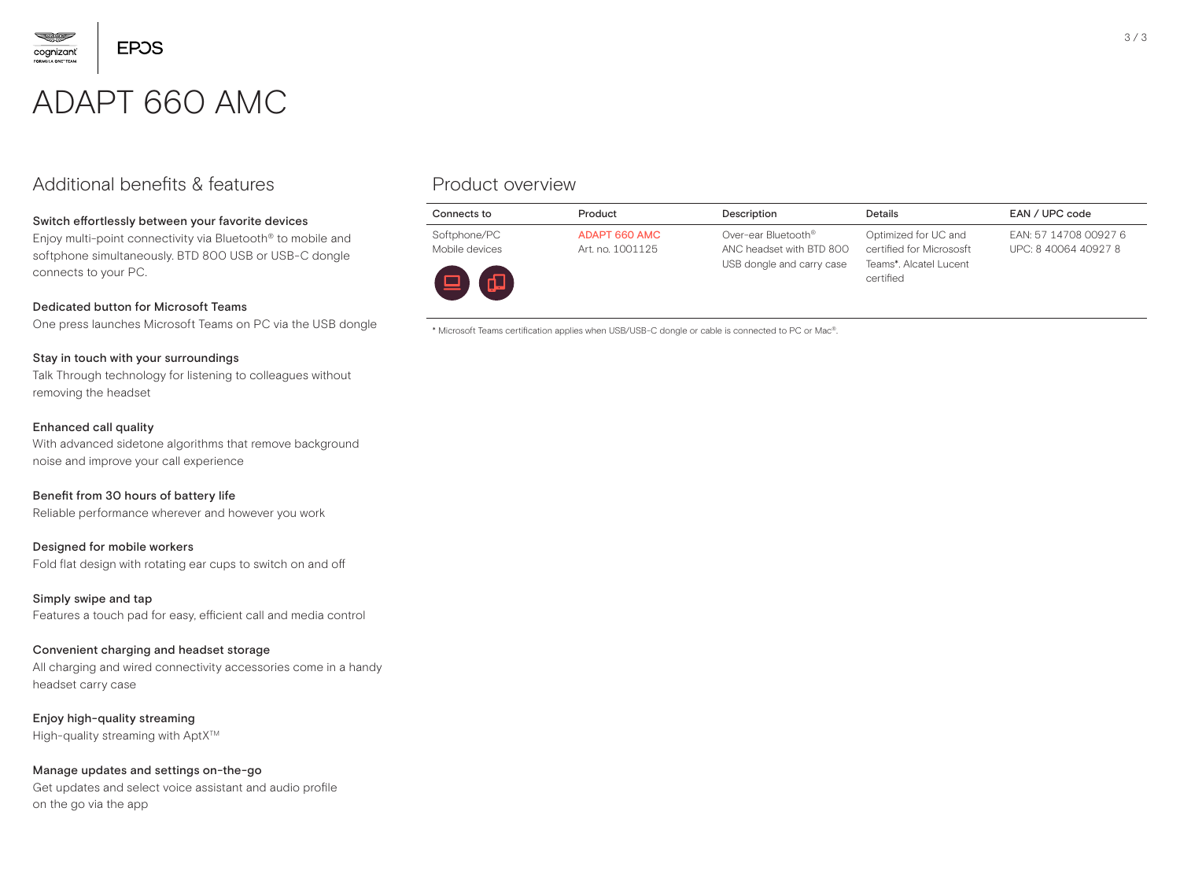# ADAPT 660 AMC

## Additional benefits & features

**Switch effortlessly between your favorite devices**
Enjoy multi-point connectivity via Bluetooth® to mobile and softphone simultaneously. BTD 800 USB or USB-C dongle connects to your PC.

**Dedicated button for Microsoft Teams**
One press launches Microsoft Teams on PC via the USB dongle

**Stay in touch with your surroundings**
Talk Through technology for listening to colleagues without removing the headset

**Enhanced call quality**
With advanced sidetone algorithms that remove background noise and improve your call experience

**Benefit from 30 hours of battery life**
Reliable performance wherever and however you work

**Designed for mobile workers**
Fold flat design with rotating ear cups to switch on and off

**Simply swipe and tap**
Features a touch pad for easy, efficient call and media control

**Convenient charging and headset storage**
All charging and wired connectivity accessories come in a handy headset carry case

**Enjoy high-quality streaming**
High-quality streaming with AptX™

**Manage updates and settings on-the-go**
Get updates and select voice assistant and audio profile on the go via the app

## Product overview

| Connects to | Product | Description | Details | EAN / UPC code |
|---|---|---|---|---|
| Softphone/PC<br>Mobile devices | ADAPT 660 AMC<br>Art. no. 1001125 | Over-ear Bluetooth® ANC headset with BTD 800 USB dongle and carry case | Optimized for UC and certified for Micrososft Teams*. Alcatel Lucent certified | EAN: 57 14708 00927 6<br>UPC: 8 40064 40927 8 |

* Microsoft Teams certification applies when USB/USB-C dongle or cable is connected to PC or Mac®.